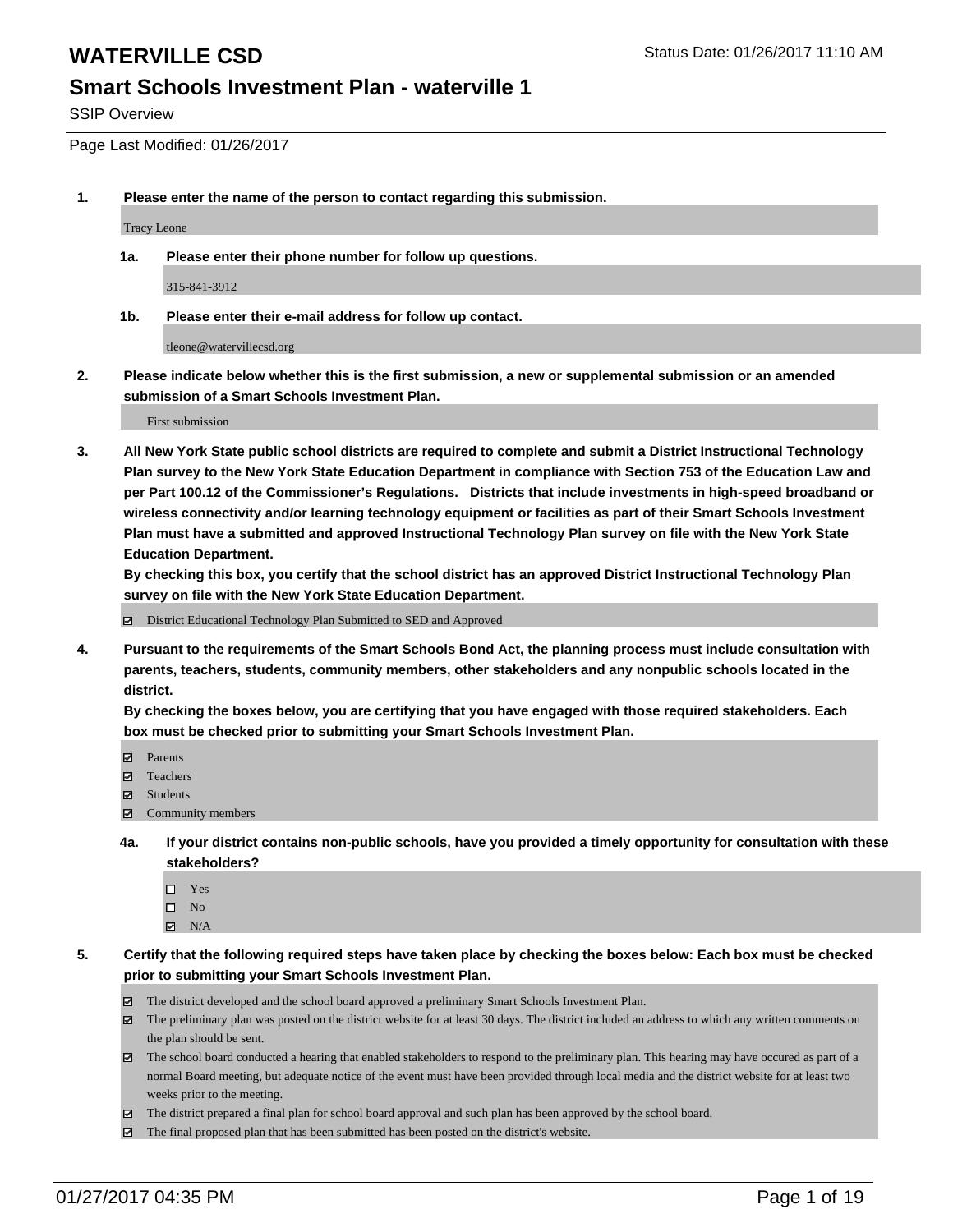# WATERVILLE CSD

Status Date: 01/26/2017 11:10 AM

## Smart Schools Investment Plan - waterville 1

SSIP Overview

Page Last Modified: 01/26/2017

**1. Please enter the name of the person to contact regarding this submission.**

Tracy Leone

**1a. Please enter their phone number for follow up questions.**

315-841-3912

**1b. Please enter their e-mail address for follow up contact.**

tleone@watervillecsd.org

**2. Please indicate below whether this is the first submission, a new or supplemental submission or an amended submission of a Smart Schools Investment Plan.**

First submission

**3. All New York State public school districts are required to complete and submit a District Instructional Technology Plan survey to the New York State Education Department in compliance with Section 753 of the Education Law and per Part 100.12 of the Commissioner's Regulations. Districts that include investments in high-speed broadband or wireless connectivity and/or learning technology equipment or facilities as part of their Smart Schools Investment Plan must have a submitted and approved Instructional Technology Plan survey on file with the New York State Education Department.**
**By checking this box, you certify that the school district has an approved District Instructional Technology Plan survey on file with the New York State Education Department.**

- [x] District Educational Technology Plan Submitted to SED and Approved

**4. Pursuant to the requirements of the Smart Schools Bond Act, the planning process must include consultation with parents, teachers, students, community members, other stakeholders and any nonpublic schools located in the district.**
**By checking the boxes below, you are certifying that you have engaged with those required stakeholders. Each box must be checked prior to submitting your Smart Schools Investment Plan.**

- [x] Parents
- [x] Teachers
- [x] Students
- [x] Community members

**4a. If your district contains non-public schools, have you provided a timely opportunity for consultation with these stakeholders?**

- [ ] Yes
- [ ] No
- [x] N/A

**5. Certify that the following required steps have taken place by checking the boxes below: Each box must be checked prior to submitting your Smart Schools Investment Plan.**

- [x] The district developed and the school board approved a preliminary Smart Schools Investment Plan.
- [x] The preliminary plan was posted on the district website for at least 30 days. The district included an address to which any written comments on the plan should be sent.
- [x] The school board conducted a hearing that enabled stakeholders to respond to the preliminary plan. This hearing may have occured as part of a normal Board meeting, but adequate notice of the event must have been provided through local media and the district website for at least two weeks prior to the meeting.
- [x] The district prepared a final plan for school board approval and such plan has been approved by the school board.
- [x] The final proposed plan that has been submitted has been posted on the district's website.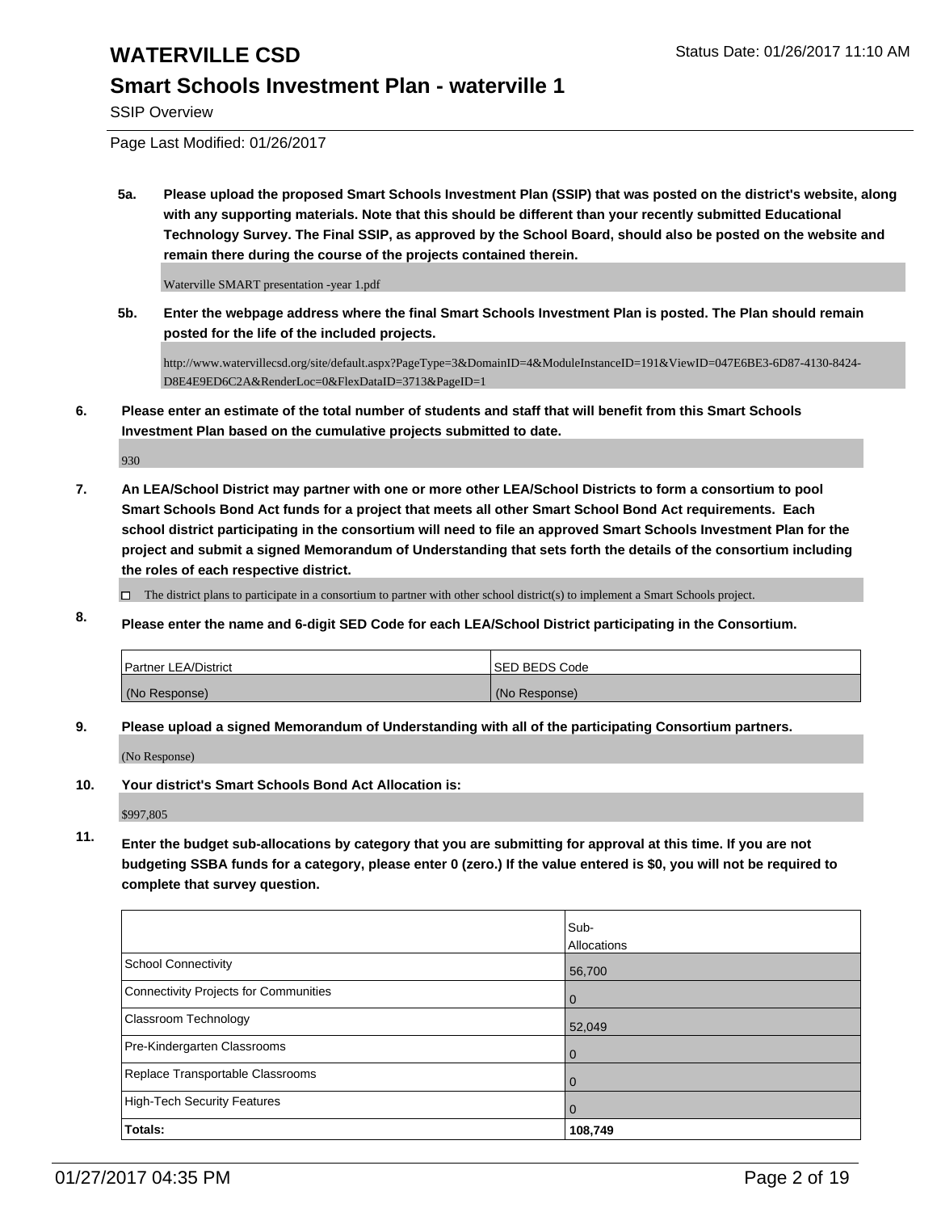# WATERVILLE CSD

## Smart Schools Investment Plan - waterville 1

SSIP Overview

Page Last Modified: 01/26/2017

**5a. Please upload the proposed Smart Schools Investment Plan (SSIP) that was posted on the district's website, along with any supporting materials. Note that this should be different than your recently submitted Educational Technology Survey. The Final SSIP, as approved by the School Board, should also be posted on the website and remain there during the course of the projects contained therein.**

Waterville SMART presentation -year 1.pdf

**5b. Enter the webpage address where the final Smart Schools Investment Plan is posted. The Plan should remain posted for the life of the included projects.**

http://www.watervillecsd.org/site/default.aspx?PageType=3&DomainID=4&ModuleInstanceID=191&ViewID=047E6BE3-6D87-4130-8424-D8E4E9ED6C2A&RenderLoc=0&FlexDataID=3713&PageID=1

**6. Please enter an estimate of the total number of students and staff that will benefit from this Smart Schools Investment Plan based on the cumulative projects submitted to date.**

930

**7. An LEA/School District may partner with one or more other LEA/School Districts to form a consortium to pool Smart Schools Bond Act funds for a project that meets all other Smart School Bond Act requirements. Each school district participating in the consortium will need to file an approved Smart Schools Investment Plan for the project and submit a signed Memorandum of Understanding that sets forth the details of the consortium including the roles of each respective district.**

☐ The district plans to participate in a consortium to partner with other school district(s) to implement a Smart Schools project.

**8. Please enter the name and 6-digit SED Code for each LEA/School District participating in the Consortium.**

| Partner LEA/District | SED BEDS Code |
|---|---|
| (No Response) | (No Response) |

**9. Please upload a signed Memorandum of Understanding with all of the participating Consortium partners.**

(No Response)

**10. Your district's Smart Schools Bond Act Allocation is:**

$997,805

**11. Enter the budget sub-allocations by category that you are submitting for approval at this time. If you are not budgeting SSBA funds for a category, please enter 0 (zero.) If the value entered is $0, you will not be required to complete that survey question.**

| | Sub-Allocations |
|---|---|
| School Connectivity | 56,700 |
| Connectivity Projects for Communities | 0 |
| Classroom Technology | 52,049 |
| Pre-Kindergarten Classrooms | 0 |
| Replace Transportable Classrooms | 0 |
| High-Tech Security Features | 0 |
| **Totals:** | **108,749** |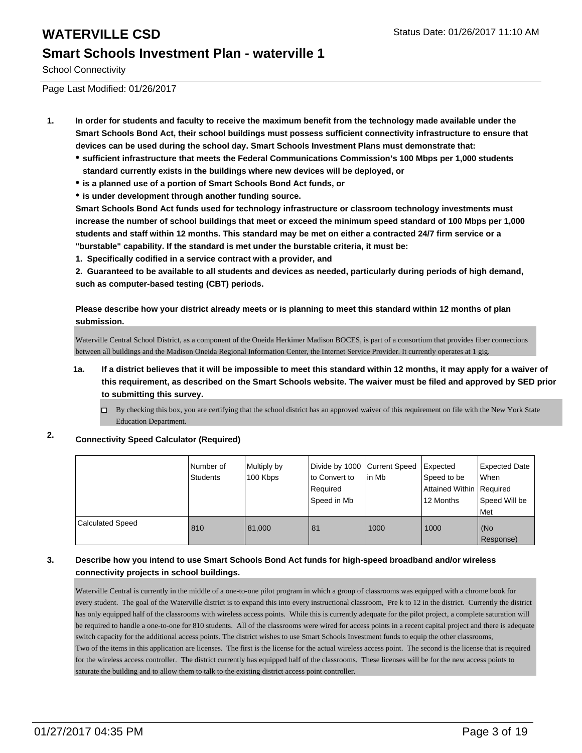# WATERVILLE CSD

Status Date: 01/26/2017 11:10 AM

## Smart Schools Investment Plan - waterville 1

School Connectivity

Page Last Modified: 01/26/2017

**1. In order for students and faculty to receive the maximum benefit from the technology made available under the Smart Schools Bond Act, their school buildings must possess sufficient connectivity infrastructure to ensure that devices can be used during the school day. Smart Schools Investment Plans must demonstrate that:**

- **sufficient infrastructure that meets the Federal Communications Commission's 100 Mbps per 1,000 students standard currently exists in the buildings where new devices will be deployed, or**
- **is a planned use of a portion of Smart Schools Bond Act funds, or**
- **is under development through another funding source.**

**Smart Schools Bond Act funds used for technology infrastructure or classroom technology investments must increase the number of school buildings that meet or exceed the minimum speed standard of 100 Mbps per 1,000 students and staff within 12 months. This standard may be met on either a contracted 24/7 firm service or a "burstable" capability. If the standard is met under the burstable criteria, it must be:**

**1. Specifically codified in a service contract with a provider, and**

**2. Guaranteed to be available to all students and devices as needed, particularly during periods of high demand, such as computer-based testing (CBT) periods.**

**Please describe how your district already meets or is planning to meet this standard within 12 months of plan submission.**

Waterville Central School District, as a component of the Oneida Herkimer Madison BOCES, is part of a consortium that provides fiber connections between all buildings and the Madison Oneida Regional Information Center, the Internet Service Provider. It currently operates at 1 gig.

**1a. If a district believes that it will be impossible to meet this standard within 12 months, it may apply for a waiver of this requirement, as described on the Smart Schools website. The waiver must be filed and approved by SED prior to submitting this survey.**

☐ By checking this box, you are certifying that the school district has an approved waiver of this requirement on file with the New York State Education Department.

**2. Connectivity Speed Calculator (Required)**

| | Number of Students | Multiply by 100 Kbps | Divide by 1000 to Convert to Required Speed in Mb | Current Speed in Mb | Expected Speed to be Attained Within 12 Months | Expected Date When Required Speed Will be Met |
|---|---|---|---|---|---|---|
| Calculated Speed | 810 | 81,000 | 81 | 1000 | 1000 | (No Response) |

**3. Describe how you intend to use Smart Schools Bond Act funds for high-speed broadband and/or wireless connectivity projects in school buildings.**

Waterville Central is currently in the middle of a one-to-one pilot program in which a group of classrooms was equipped with a chrome book for every student. The goal of the Waterville district is to expand this into every instructional classroom, Pre k to 12 in the district. Currently the district has only equipped half of the classrooms with wireless access points. While this is currently adequate for the pilot project, a complete saturation will be required to handle a one-to-one for 810 students. All of the classrooms were wired for access points in a recent capital project and there is adequate switch capacity for the additional access points. The district wishes to use Smart Schools Investment funds to equip the other classrooms,
Two of the items in this application are licenses. The first is the license for the actual wireless access point. The second is the license that is required for the wireless access controller. The district currently has equipped half of the classrooms. These licenses will be for the new access points to saturate the building and to allow them to talk to the existing district access point controller.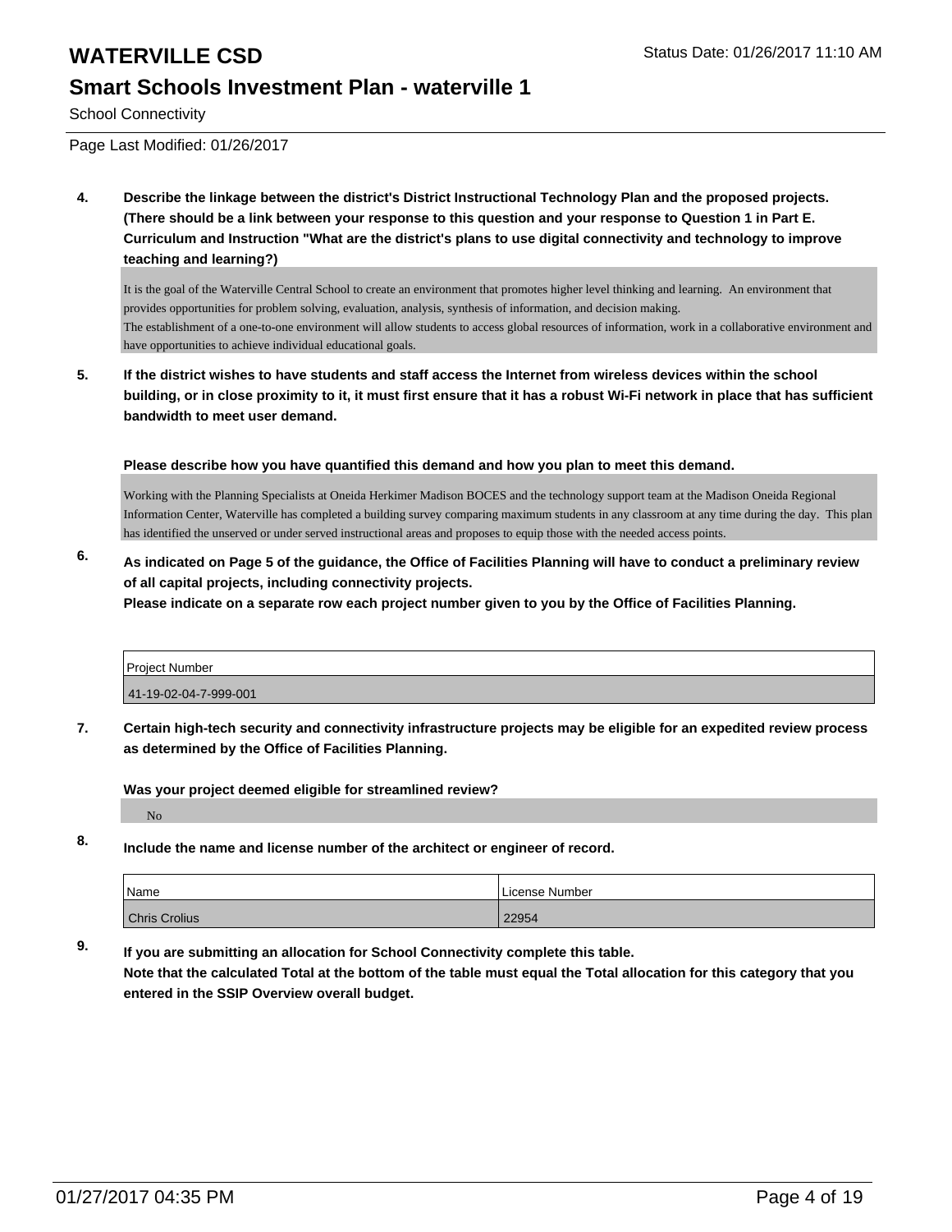# WATERVILLE CSD

Status Date: 01/26/2017 11:10 AM

## Smart Schools Investment Plan - waterville 1

School Connectivity

Page Last Modified: 01/26/2017

**4. Describe the linkage between the district's District Instructional Technology Plan and the proposed projects. (There should be a link between your response to this question and your response to Question 1 in Part E. Curriculum and Instruction "What are the district's plans to use digital connectivity and technology to improve teaching and learning?)**

It is the goal of the Waterville Central School to create an environment that promotes higher level thinking and learning. An environment that provides opportunities for problem solving, evaluation, analysis, synthesis of information, and decision making.
The establishment of a one-to-one environment will allow students to access global resources of information, work in a collaborative environment and have opportunities to achieve individual educational goals.

**5. If the district wishes to have students and staff access the Internet from wireless devices within the school building, or in close proximity to it, it must first ensure that it has a robust Wi-Fi network in place that has sufficient bandwidth to meet user demand.**

**Please describe how you have quantified this demand and how you plan to meet this demand.**

Working with the Planning Specialists at Oneida Herkimer Madison BOCES and the technology support team at the Madison Oneida Regional Information Center, Waterville has completed a building survey comparing maximum students in any classroom at any time during the day. This plan has identified the unserved or under served instructional areas and proposes to equip those with the needed access points.

**6. As indicated on Page 5 of the guidance, the Office of Facilities Planning will have to conduct a preliminary review of all capital projects, including connectivity projects.**
**Please indicate on a separate row each project number given to you by the Office of Facilities Planning.**

| Project Number |
|---|
| 41-19-02-04-7-999-001 |

**7. Certain high-tech security and connectivity infrastructure projects may be eligible for an expedited review process as determined by the Office of Facilities Planning.**

**Was your project deemed eligible for streamlined review?**

No

**8. Include the name and license number of the architect or engineer of record.**

| Name | License Number |
|---|---|
| Chris Crolius | 22954 |

**9. If you are submitting an allocation for School Connectivity complete this table.**
**Note that the calculated Total at the bottom of the table must equal the Total allocation for this category that you entered in the SSIP Overview overall budget.**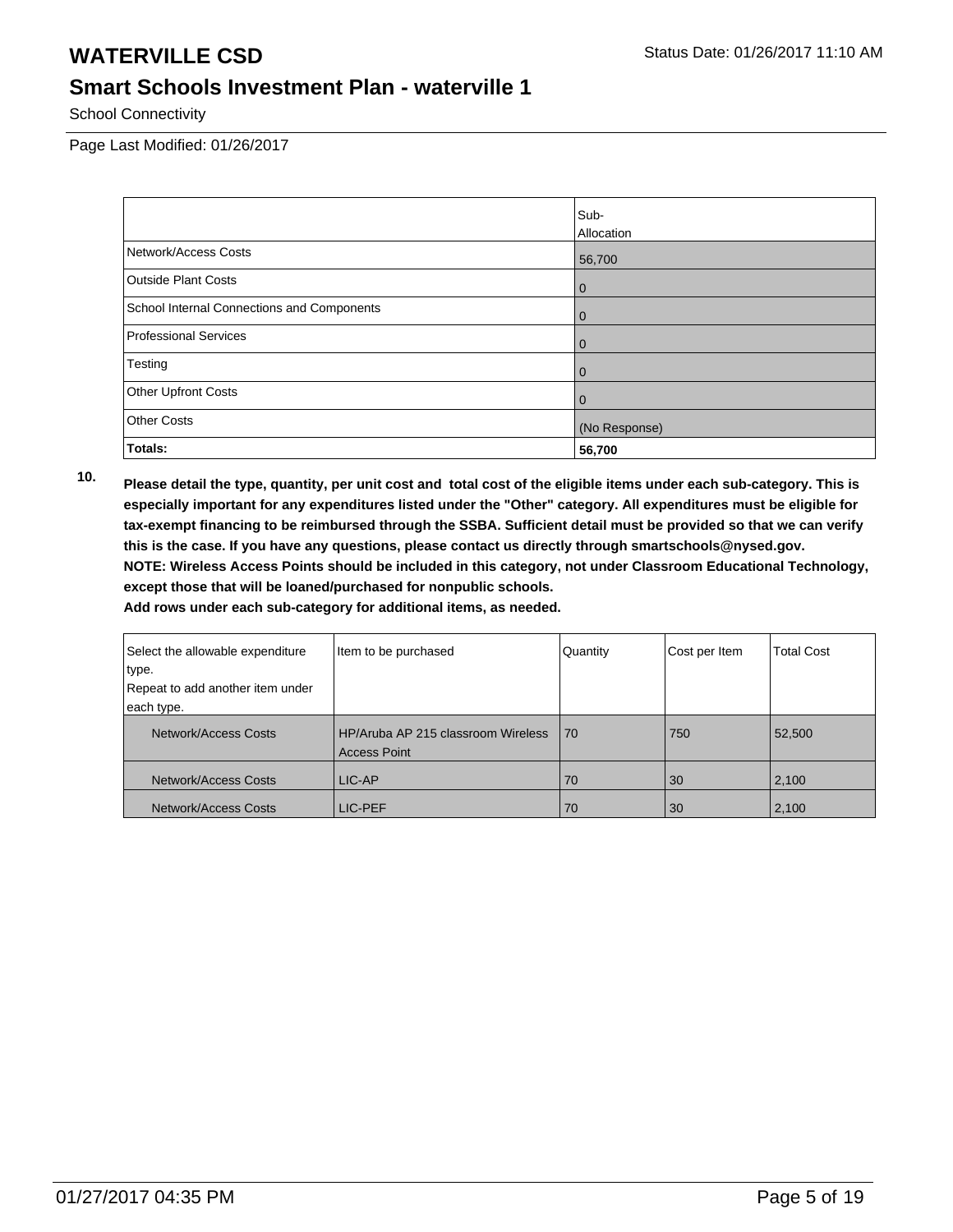# WATERVILLE CSD

Status Date: 01/26/2017 11:10 AM

## Smart Schools Investment Plan - waterville 1

School Connectivity

Page Last Modified: 01/26/2017

| | Sub-Allocation |
|---|---|
| Network/Access Costs | 56,700 |
| Outside Plant Costs | 0 |
| School Internal Connections and Components | 0 |
| Professional Services | 0 |
| Testing | 0 |
| Other Upfront Costs | 0 |
| Other Costs | (No Response) |
| **Totals:** | **56,700** |

**10. Please detail the type, quantity, per unit cost and total cost of the eligible items under each sub-category. This is especially important for any expenditures listed under the "Other" category. All expenditures must be eligible for tax-exempt financing to be reimbursed through the SSBA. Sufficient detail must be provided so that we can verify this is the case. If you have any questions, please contact us directly through smartschools@nysed.gov.**
**NOTE: Wireless Access Points should be included in this category, not under Classroom Educational Technology, except those that will be loaned/purchased for nonpublic schools.**
**Add rows under each sub-category for additional items, as needed.**

| Select the allowable expenditure type. Repeat to add another item under each type. | Item to be purchased | Quantity | Cost per Item | Total Cost |
|---|---|---|---|---|
| Network/Access Costs | HP/Aruba AP 215 classroom Wireless Access Point | 70 | 750 | 52,500 |
| Network/Access Costs | LIC-AP | 70 | 30 | 2,100 |
| Network/Access Costs | LIC-PEF | 70 | 30 | 2,100 |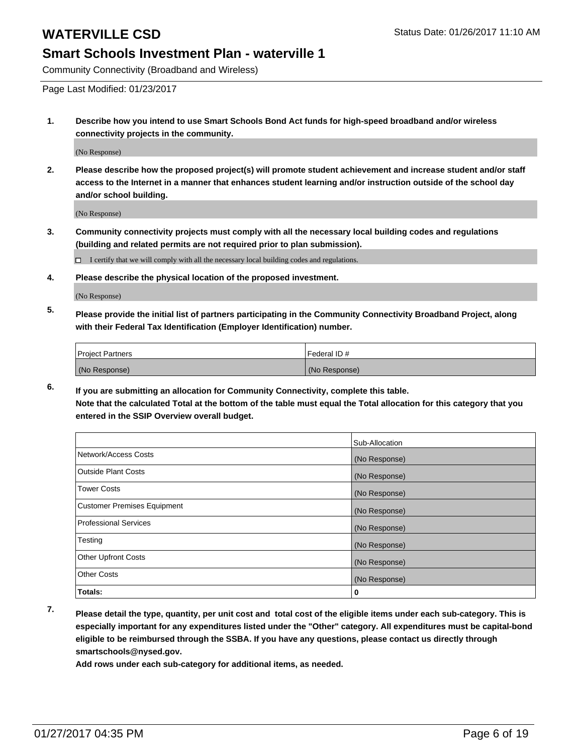# WATERVILLE CSD

Status Date: 01/26/2017 11:10 AM

## Smart Schools Investment Plan - waterville 1

Community Connectivity (Broadband and Wireless)

Page Last Modified: 01/23/2017

1. **Describe how you intend to use Smart Schools Bond Act funds for high-speed broadband and/or wireless connectivity projects in the community.**

   (No Response)

2. **Please describe how the proposed project(s) will promote student achievement and increase student and/or staff access to the Internet in a manner that enhances student learning and/or instruction outside of the school day and/or school building.**

   (No Response)

3. **Community connectivity projects must comply with all the necessary local building codes and regulations (building and related permits are not required prior to plan submission).**

   ☐ I certify that we will comply with all the necessary local building codes and regulations.

4. **Please describe the physical location of the proposed investment.**

   (No Response)

5. **Please provide the initial list of partners participating in the Community Connectivity Broadband Project, along with their Federal Tax Identification (Employer Identification) number.**

| Project Partners | Federal ID # |
|---|---|
| (No Response) | (No Response) |

6. **If you are submitting an allocation for Community Connectivity, complete this table.**
   **Note that the calculated Total at the bottom of the table must equal the Total allocation for this category that you entered in the SSIP Overview overall budget.**

| | Sub-Allocation |
|---|---|
| Network/Access Costs | (No Response) |
| Outside Plant Costs | (No Response) |
| Tower Costs | (No Response) |
| Customer Premises Equipment | (No Response) |
| Professional Services | (No Response) |
| Testing | (No Response) |
| Other Upfront Costs | (No Response) |
| Other Costs | (No Response) |
| **Totals:** | **0** |

7. **Please detail the type, quantity, per unit cost and total cost of the eligible items under each sub-category. This is especially important for any expenditures listed under the "Other" category. All expenditures must be capital-bond eligible to be reimbursed through the SSBA. If you have any questions, please contact us directly through smartschools@nysed.gov.**

   **Add rows under each sub-category for additional items, as needed.**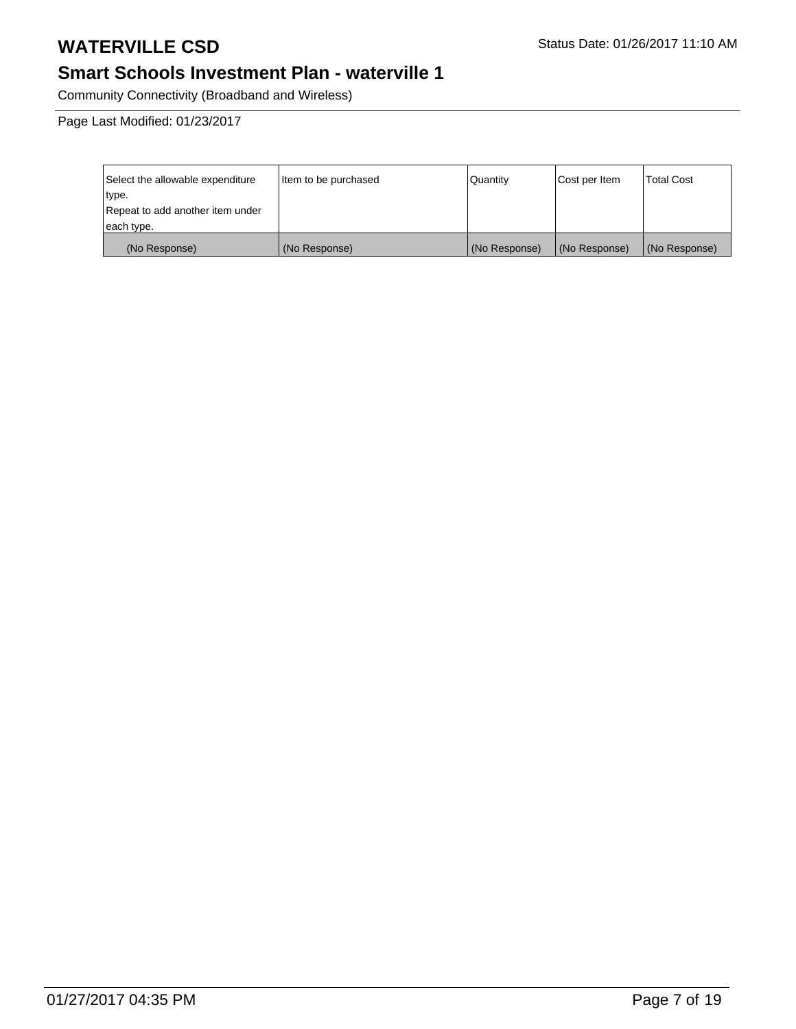# WATERVILLE CSD

Status Date: 01/26/2017 11:10 AM

## Smart Schools Investment Plan - waterville 1

Community Connectivity (Broadband and Wireless)

Page Last Modified: 01/23/2017

| Select the allowable expenditure type. Repeat to add another item under each type. | Item to be purchased | Quantity | Cost per Item | Total Cost |
|---|---|---|---|---|
| (No Response) | (No Response) | (No Response) | (No Response) | (No Response) |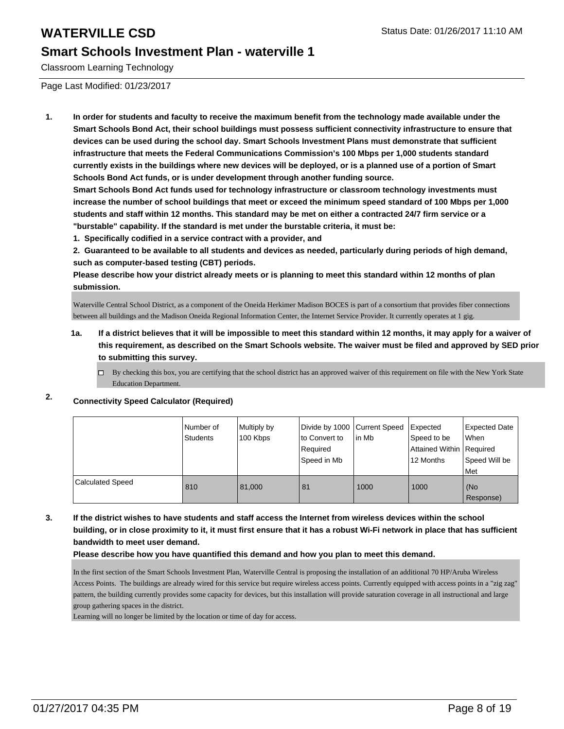# WATERVILLE CSD

## Smart Schools Investment Plan - waterville 1

Classroom Learning Technology

Page Last Modified: 01/23/2017

1. **In order for students and faculty to receive the maximum benefit from the technology made available under the Smart Schools Bond Act, their school buildings must possess sufficient connectivity infrastructure to ensure that devices can be used during the school day. Smart Schools Investment Plans must demonstrate that sufficient infrastructure that meets the Federal Communications Commission's 100 Mbps per 1,000 students standard currently exists in the buildings where new devices will be deployed, or is a planned use of a portion of Smart Schools Bond Act funds, or is under development through another funding source.**

   **Smart Schools Bond Act funds used for technology infrastructure or classroom technology investments must increase the number of school buildings that meet or exceed the minimum speed standard of 100 Mbps per 1,000 students and staff within 12 months. This standard may be met on either a contracted 24/7 firm service or a "burstable" capability. If the standard is met under the burstable criteria, it must be:**

   **1. Specifically codified in a service contract with a provider, and**

   **2. Guaranteed to be available to all students and devices as needed, particularly during periods of high demand, such as computer-based testing (CBT) periods.**

   **Please describe how your district already meets or is planning to meet this standard within 12 months of plan submission.**

   Waterville Central School District, as a component of the Oneida Herkimer Madison BOCES is part of a consortium that provides fiber connections between all buildings and the Madison Oneida Regional Information Center, the Internet Service Provider. It currently operates at 1 gig.

   **1a. If a district believes that it will be impossible to meet this standard within 12 months, it may apply for a waiver of this requirement, as described on the Smart Schools website. The waiver must be filed and approved by SED prior to submitting this survey.**

   ☐ By checking this box, you are certifying that the school district has an approved waiver of this requirement on file with the New York State Education Department.

2. **Connectivity Speed Calculator (Required)**

| | Number of Students | Multiply by 100 Kbps | Divide by 1000 to Convert to Required Speed in Mb | Current Speed in Mb | Expected Speed to be Attained Within 12 Months | Expected Date When Required Speed Will be Met |
|---|---|---|---|---|---|---|
| Calculated Speed | 810 | 81,000 | 81 | 1000 | 1000 | (No Response) |

3. **If the district wishes to have students and staff access the Internet from wireless devices within the school building, or in close proximity to it, it must first ensure that it has a robust Wi-Fi network in place that has sufficient bandwidth to meet user demand.**

   **Please describe how you have quantified this demand and how you plan to meet this demand.**

   In the first section of the Smart Schools Investment Plan, Waterville Central is proposing the installation of an additional 70 HP/Aruba Wireless Access Points. The buildings are already wired for this service but require wireless access points. Currently equipped with access points in a "zig zag" pattern, the building currently provides some capacity for devices, but this installation will provide saturation coverage in all instructional and large group gathering spaces in the district.

   Learning will no longer be limited by the location or time of day for access.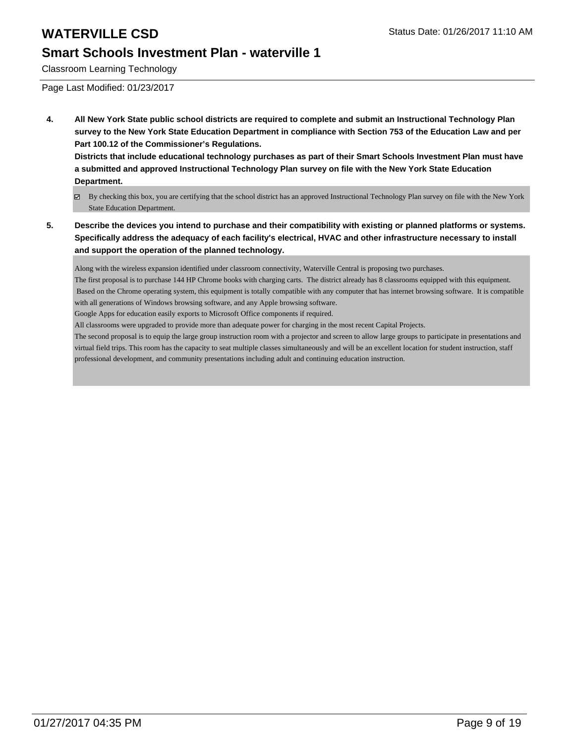# WATERVILLE CSD

## Smart Schools Investment Plan - waterville 1

Classroom Learning Technology

Page Last Modified: 01/23/2017

**4. All New York State public school districts are required to complete and submit an Instructional Technology Plan survey to the New York State Education Department in compliance with Section 753 of the Education Law and per Part 100.12 of the Commissioner's Regulations.**
**Districts that include educational technology purchases as part of their Smart Schools Investment Plan must have a submitted and approved Instructional Technology Plan survey on file with the New York State Education Department.**

- [x] By checking this box, you are certifying that the school district has an approved Instructional Technology Plan survey on file with the New York State Education Department.

**5. Describe the devices you intend to purchase and their compatibility with existing or planned platforms or systems. Specifically address the adequacy of each facility's electrical, HVAC and other infrastructure necessary to install and support the operation of the planned technology.**

Along with the wireless expansion identified under classroom connectivity, Waterville Central is proposing two purchases.
The first proposal is to purchase 144 HP Chrome books with charging carts. The district already has 8 classrooms equipped with this equipment. Based on the Chrome operating system, this equipment is totally compatible with any computer that has internet browsing software. It is compatible with all generations of Windows browsing software, and any Apple browsing software.
Google Apps for education easily exports to Microsoft Office components if required.
All classrooms were upgraded to provide more than adequate power for charging in the most recent Capital Projects.
The second proposal is to equip the large group instruction room with a projector and screen to allow large groups to participate in presentations and virtual field trips. This room has the capacity to seat multiple classes simultaneously and will be an excellent location for student instruction, staff professional development, and community presentations including adult and continuing education instruction.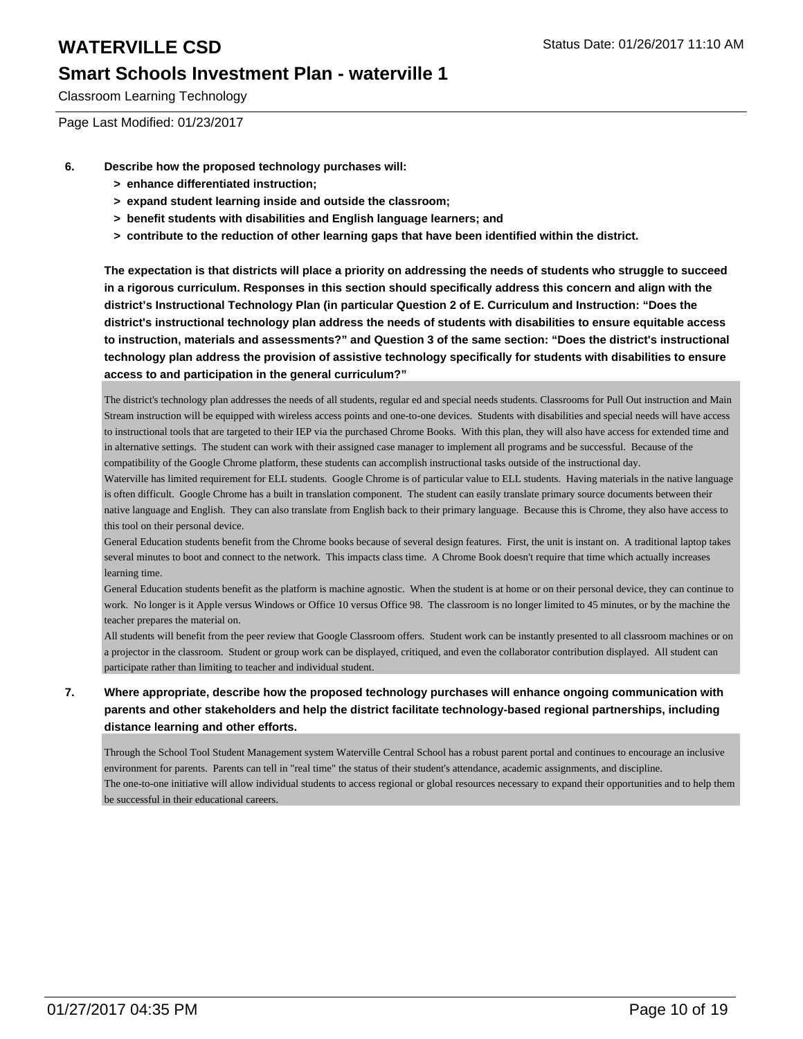# WATERVILLE CSD

Status Date: 01/26/2017 11:10 AM

## Smart Schools Investment Plan - waterville 1

Classroom Learning Technology

Page Last Modified: 01/23/2017

**6. Describe how the proposed technology purchases will:**

- **> enhance differentiated instruction;**
- **> expand student learning inside and outside the classroom;**
- **> benefit students with disabilities and English language learners; and**
- **> contribute to the reduction of other learning gaps that have been identified within the district.**

**The expectation is that districts will place a priority on addressing the needs of students who struggle to succeed in a rigorous curriculum. Responses in this section should specifically address this concern and align with the district's Instructional Technology Plan (in particular Question 2 of E. Curriculum and Instruction: "Does the district's instructional technology plan address the needs of students with disabilities to ensure equitable access to instruction, materials and assessments?" and Question 3 of the same section: "Does the district's instructional technology plan address the provision of assistive technology specifically for students with disabilities to ensure access to and participation in the general curriculum?"**

The district's technology plan addresses the needs of all students, regular ed and special needs students. Classrooms for Pull Out instruction and Main Stream instruction will be equipped with wireless access points and one-to-one devices. Students with disabilities and special needs will have access to instructional tools that are targeted to their IEP via the purchased Chrome Books. With this plan, they will also have access for extended time and in alternative settings. The student can work with their assigned case manager to implement all programs and be successful. Because of the compatibility of the Google Chrome platform, these students can accomplish instructional tasks outside of the instructional day.
Waterville has limited requirement for ELL students. Google Chrome is of particular value to ELL students. Having materials in the native language is often difficult. Google Chrome has a built in translation component. The student can easily translate primary source documents between their native language and English. They can also translate from English back to their primary language. Because this is Chrome, they also have access to this tool on their personal device.
General Education students benefit from the Chrome books because of several design features. First, the unit is instant on. A traditional laptop takes several minutes to boot and connect to the network. This impacts class time. A Chrome Book doesn't require that time which actually increases learning time.
General Education students benefit as the platform is machine agnostic. When the student is at home or on their personal device, they can continue to work. No longer is it Apple versus Windows or Office 10 versus Office 98. The classroom is no longer limited to 45 minutes, or by the machine the teacher prepares the material on.
All students will benefit from the peer review that Google Classroom offers. Student work can be instantly presented to all classroom machines or on a projector in the classroom. Student or group work can be displayed, critiqued, and even the collaborator contribution displayed. All student can participate rather than limiting to teacher and individual student.

**7. Where appropriate, describe how the proposed technology purchases will enhance ongoing communication with parents and other stakeholders and help the district facilitate technology-based regional partnerships, including distance learning and other efforts.**

Through the School Tool Student Management system Waterville Central School has a robust parent portal and continues to encourage an inclusive environment for parents. Parents can tell in "real time" the status of their student's attendance, academic assignments, and discipline.
The one-to-one initiative will allow individual students to access regional or global resources necessary to expand their opportunities and to help them be successful in their educational careers.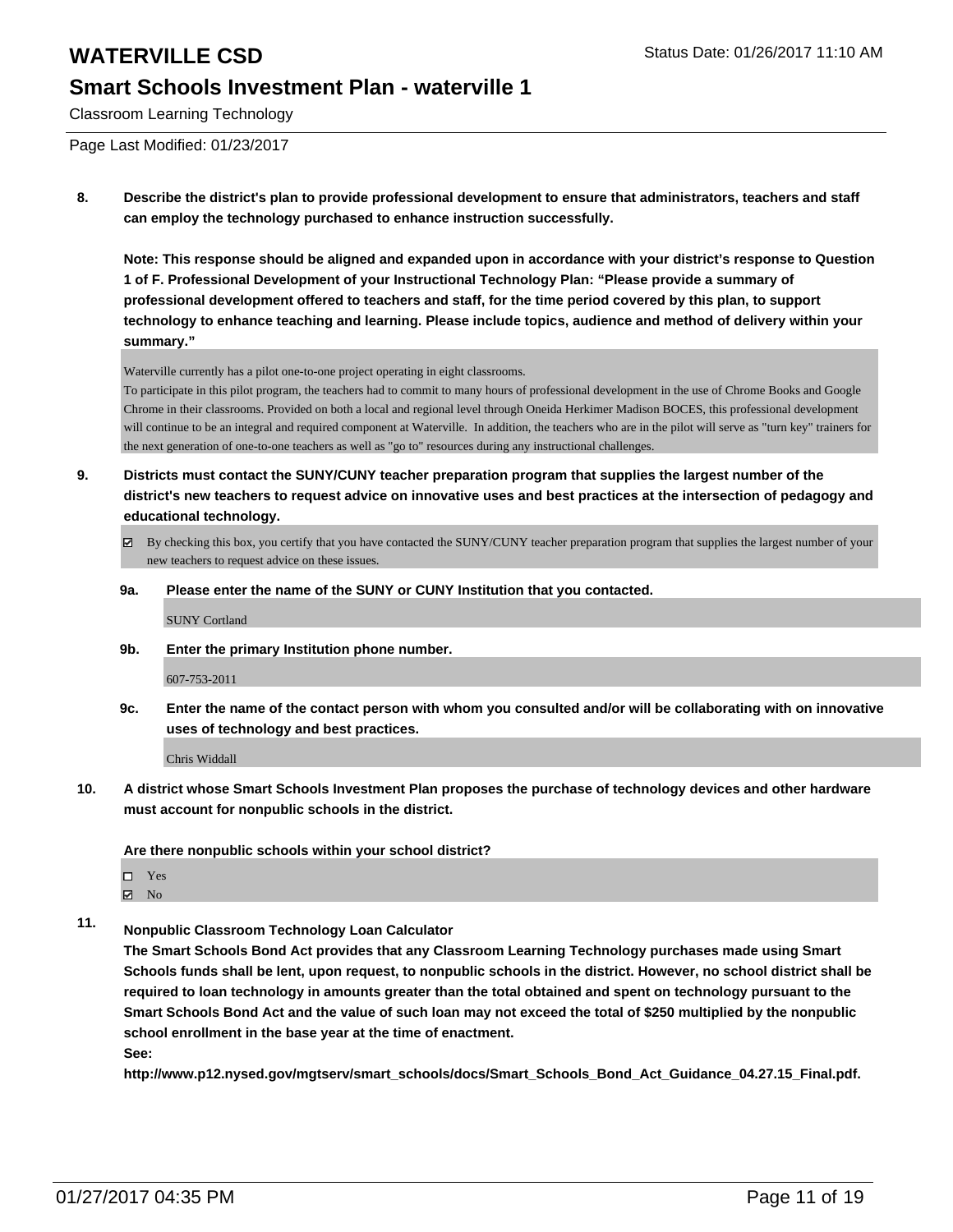# WATERVILLE CSD

## Smart Schools Investment Plan - waterville 1

Classroom Learning Technology

Page Last Modified: 01/23/2017

**8. Describe the district's plan to provide professional development to ensure that administrators, teachers and staff can employ the technology purchased to enhance instruction successfully.**

**Note: This response should be aligned and expanded upon in accordance with your district's response to Question 1 of F. Professional Development of your Instructional Technology Plan: "Please provide a summary of professional development offered to teachers and staff, for the time period covered by this plan, to support technology to enhance teaching and learning. Please include topics, audience and method of delivery within your summary."**

Waterville currently has a pilot one-to-one project operating in eight classrooms.
To participate in this pilot program, the teachers had to commit to many hours of professional development in the use of Chrome Books and Google Chrome in their classrooms. Provided on both a local and regional level through Oneida Herkimer Madison BOCES, this professional development will continue to be an integral and required component at Waterville. In addition, the teachers who are in the pilot will serve as "turn key" trainers for the next generation of one-to-one teachers as well as "go to" resources during any instructional challenges.

**9. Districts must contact the SUNY/CUNY teacher preparation program that supplies the largest number of the district's new teachers to request advice on innovative uses and best practices at the intersection of pedagogy and educational technology.**

☑ By checking this box, you certify that you have contacted the SUNY/CUNY teacher preparation program that supplies the largest number of your new teachers to request advice on these issues.

**9a. Please enter the name of the SUNY or CUNY Institution that you contacted.**

SUNY Cortland

**9b. Enter the primary Institution phone number.**

607-753-2011

**9c. Enter the name of the contact person with whom you consulted and/or will be collaborating with on innovative uses of technology and best practices.**

Chris Widdall

**10. A district whose Smart Schools Investment Plan proposes the purchase of technology devices and other hardware must account for nonpublic schools in the district.**

**Are there nonpublic schools within your school district?**

☐ Yes
☑ No

**11. Nonpublic Classroom Technology Loan Calculator**
**The Smart Schools Bond Act provides that any Classroom Learning Technology purchases made using Smart Schools funds shall be lent, upon request, to nonpublic schools in the district. However, no school district shall be required to loan technology in amounts greater than the total obtained and spent on technology pursuant to the Smart Schools Bond Act and the value of such loan may not exceed the total of $250 multiplied by the nonpublic school enrollment in the base year at the time of enactment.**
**See:**
**http://www.p12.nysed.gov/mgtserv/smart_schools/docs/Smart_Schools_Bond_Act_Guidance_04.27.15_Final.pdf.**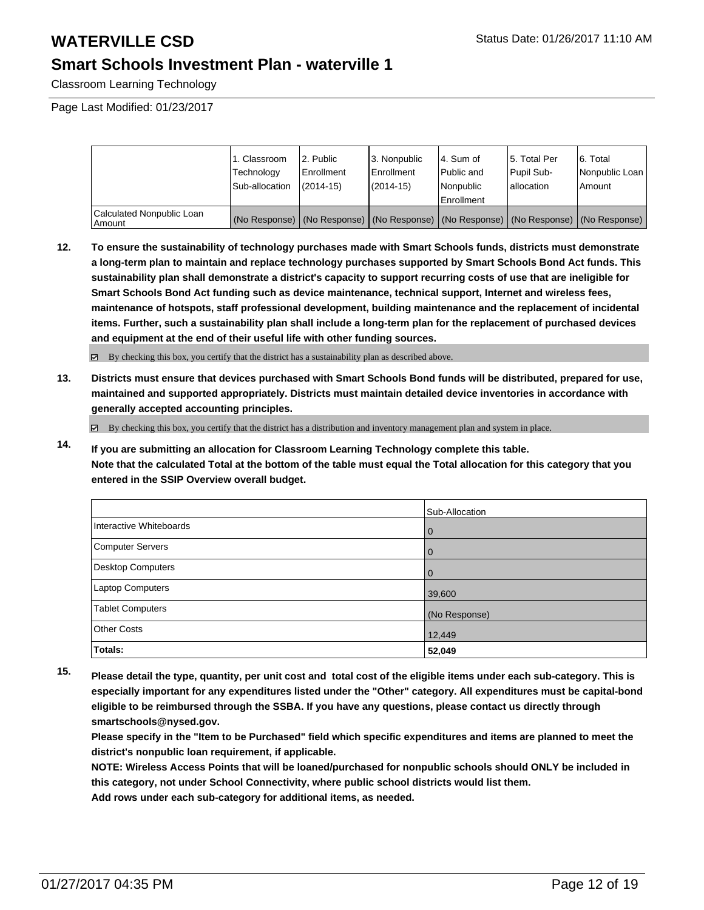# WATERVILLE CSD

## Smart Schools Investment Plan - waterville 1

Classroom Learning Technology

Page Last Modified: 01/23/2017

| | 1. Classroom Technology Sub-allocation | 2. Public Enrollment (2014-15) | 3. Nonpublic Enrollment (2014-15) | 4. Sum of Public and Nonpublic Enrollment | 5. Total Per Pupil Sub-allocation | 6. Total Nonpublic Loan Amount |
|---|---|---|---|---|---|---|
| Calculated Nonpublic Loan Amount | (No Response) | (No Response) | (No Response) | (No Response) | (No Response) | (No Response) |

**12. To ensure the sustainability of technology purchases made with Smart Schools funds, districts must demonstrate a long-term plan to maintain and replace technology purchases supported by Smart Schools Bond Act funds. This sustainability plan shall demonstrate a district's capacity to support recurring costs of use that are ineligible for Smart Schools Bond Act funding such as device maintenance, technical support, Internet and wireless fees, maintenance of hotspots, staff professional development, building maintenance and the replacement of incidental items. Further, such a sustainability plan shall include a long-term plan for the replacement of purchased devices and equipment at the end of their useful life with other funding sources.**

☑ By checking this box, you certify that the district has a sustainability plan as described above.

**13. Districts must ensure that devices purchased with Smart Schools Bond funds will be distributed, prepared for use, maintained and supported appropriately. Districts must maintain detailed device inventories in accordance with generally accepted accounting principles.**

☑ By checking this box, you certify that the district has a distribution and inventory management plan and system in place.

**14. If you are submitting an allocation for Classroom Learning Technology complete this table. Note that the calculated Total at the bottom of the table must equal the Total allocation for this category that you entered in the SSIP Overview overall budget.**

| | Sub-Allocation |
|---|---|
| Interactive Whiteboards | 0 |
| Computer Servers | 0 |
| Desktop Computers | 0 |
| Laptop Computers | 39,600 |
| Tablet Computers | (No Response) |
| Other Costs | 12,449 |
| **Totals:** | **52,049** |

**15. Please detail the type, quantity, per unit cost and total cost of the eligible items under each sub-category. This is especially important for any expenditures listed under the "Other" category. All expenditures must be capital-bond eligible to be reimbursed through the SSBA. If you have any questions, please contact us directly through smartschools@nysed.gov.**

**Please specify in the "Item to be Purchased" field which specific expenditures and items are planned to meet the district's nonpublic loan requirement, if applicable.**

**NOTE: Wireless Access Points that will be loaned/purchased for nonpublic schools should ONLY be included in this category, not under School Connectivity, where public school districts would list them.**

**Add rows under each sub-category for additional items, as needed.**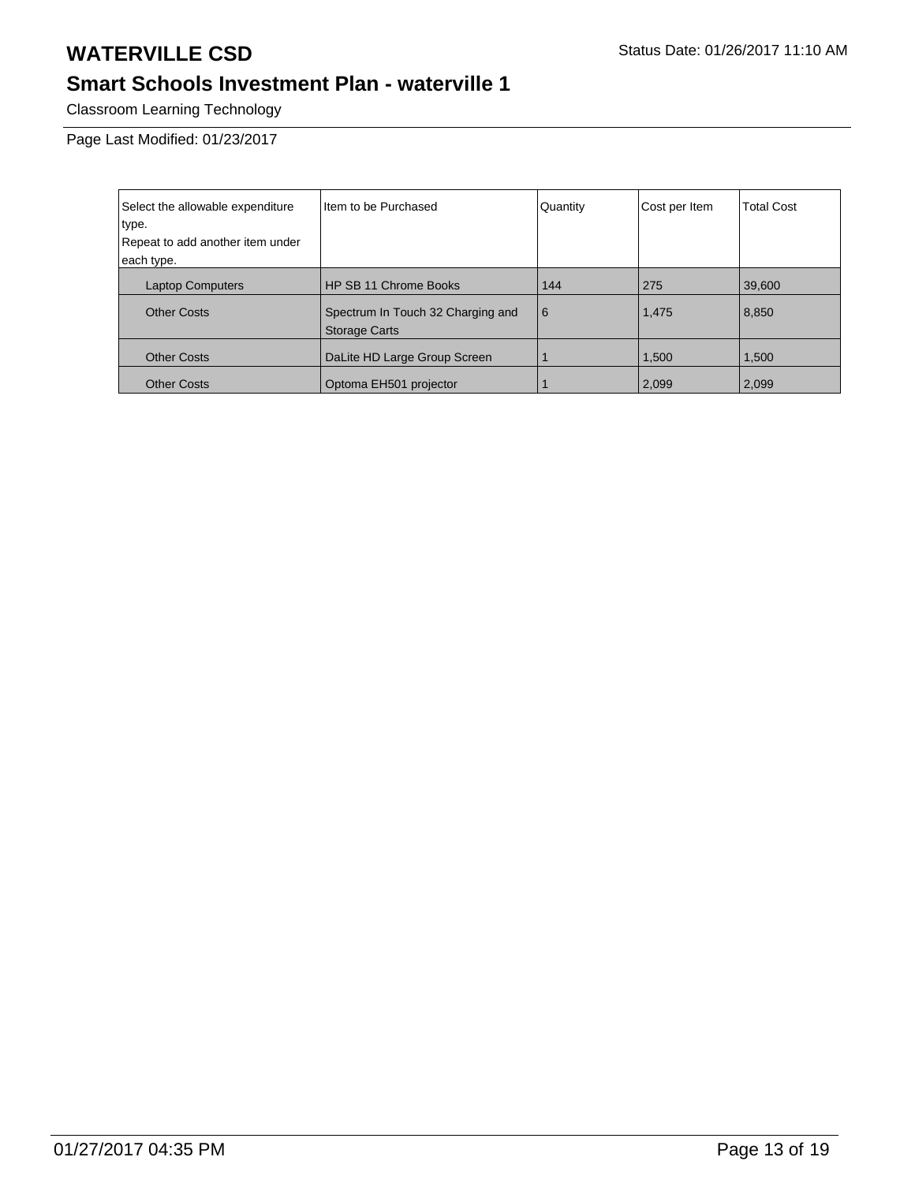# WATERVILLE CSD

Status Date: 01/26/2017 11:10 AM

## Smart Schools Investment Plan - waterville 1

Classroom Learning Technology

Page Last Modified: 01/23/2017

| Select the allowable expenditure type. Repeat to add another item under each type. | Item to be Purchased | Quantity | Cost per Item | Total Cost |
|---|---|---|---|---|
| Laptop Computers | HP SB 11 Chrome Books | 144 | 275 | 39,600 |
| Other Costs | Spectrum In Touch 32 Charging and Storage Carts | 6 | 1,475 | 8,850 |
| Other Costs | DaLite HD Large Group Screen | 1 | 1,500 | 1,500 |
| Other Costs | Optoma EH501 projector | 1 | 2,099 | 2,099 |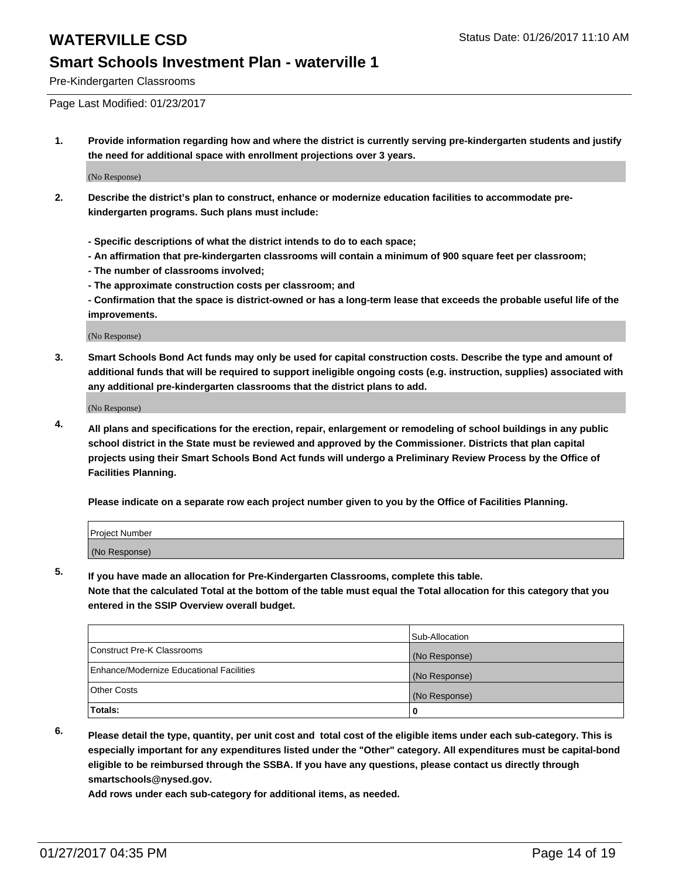# WATERVILLE CSD

## Smart Schools Investment Plan - waterville 1

Pre-Kindergarten Classrooms

Page Last Modified: 01/23/2017

**1. Provide information regarding how and where the district is currently serving pre-kindergarten students and justify the need for additional space with enrollment projections over 3 years.**

(No Response)

**2. Describe the district's plan to construct, enhance or modernize education facilities to accommodate pre-kindergarten programs. Such plans must include:**

**- Specific descriptions of what the district intends to do to each space;**
**- An affirmation that pre-kindergarten classrooms will contain a minimum of 900 square feet per classroom;**
**- The number of classrooms involved;**
**- The approximate construction costs per classroom; and**
**- Confirmation that the space is district-owned or has a long-term lease that exceeds the probable useful life of the improvements.**

(No Response)

**3. Smart Schools Bond Act funds may only be used for capital construction costs. Describe the type and amount of additional funds that will be required to support ineligible ongoing costs (e.g. instruction, supplies) associated with any additional pre-kindergarten classrooms that the district plans to add.**

(No Response)

**4. All plans and specifications for the erection, repair, enlargement or remodeling of school buildings in any public school district in the State must be reviewed and approved by the Commissioner. Districts that plan capital projects using their Smart Schools Bond Act funds will undergo a Preliminary Review Process by the Office of Facilities Planning.**

**Please indicate on a separate row each project number given to you by the Office of Facilities Planning.**

| Project Number |
| --- |
| (No Response) |

**5. If you have made an allocation for Pre-Kindergarten Classrooms, complete this table. Note that the calculated Total at the bottom of the table must equal the Total allocation for this category that you entered in the SSIP Overview overall budget.**

| | Sub-Allocation |
| --- | --- |
| Construct Pre-K Classrooms | (No Response) |
| Enhance/Modernize Educational Facilities | (No Response) |
| Other Costs | (No Response) |
| **Totals:** | **0** |

**6. Please detail the type, quantity, per unit cost and total cost of the eligible items under each sub-category. This is especially important for any expenditures listed under the "Other" category. All expenditures must be capital-bond eligible to be reimbursed through the SSBA. If you have any questions, please contact us directly through smartschools@nysed.gov.**

**Add rows under each sub-category for additional items, as needed.**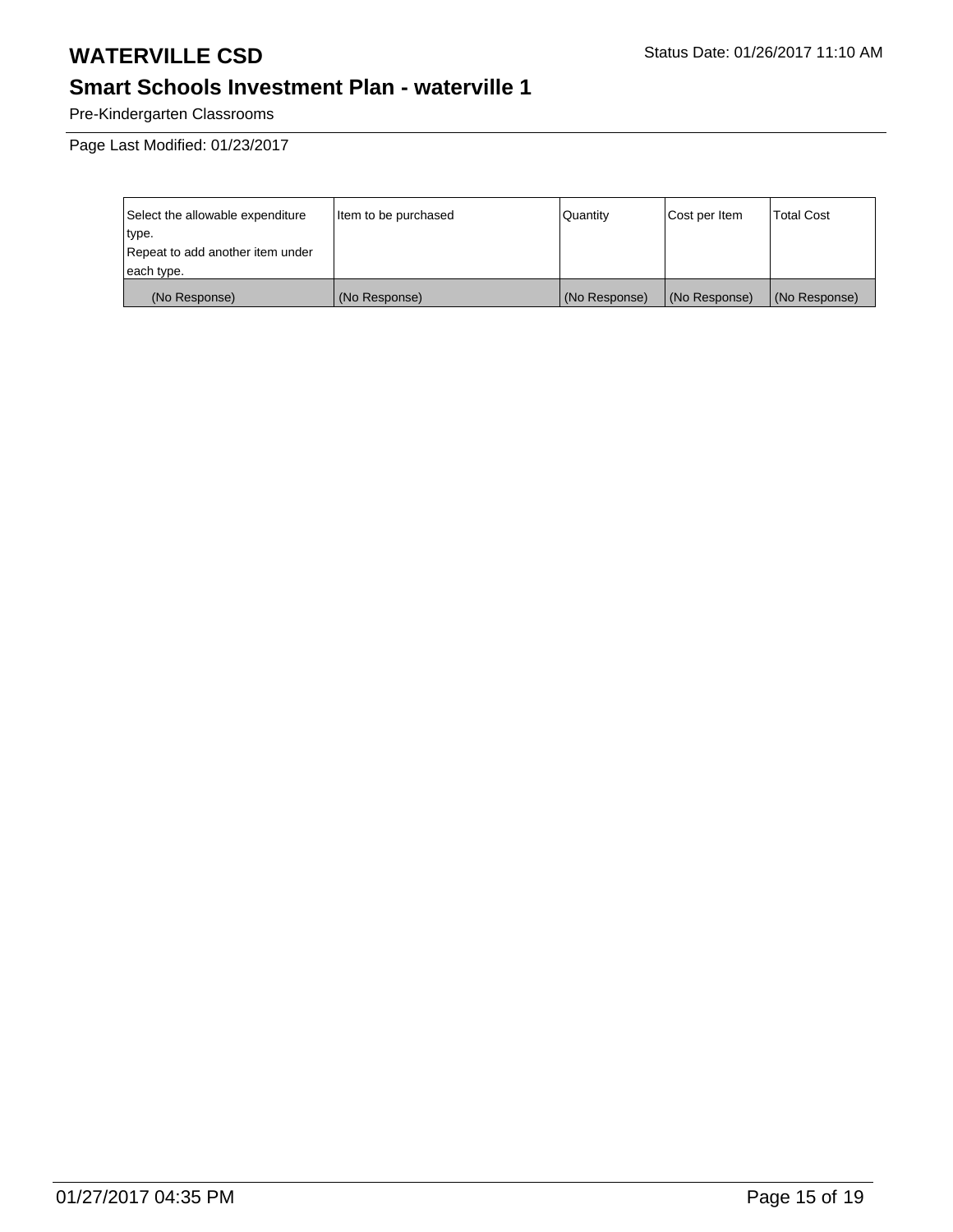# WATERVILLE CSD

Status Date: 01/26/2017 11:10 AM

## Smart Schools Investment Plan - waterville 1

Pre-Kindergarten Classrooms

Page Last Modified: 01/23/2017

| Select the allowable expenditure type. Repeat to add another item under each type. | Item to be purchased | Quantity | Cost per Item | Total Cost |
|---|---|---|---|---|
| (No Response) | (No Response) | (No Response) | (No Response) | (No Response) |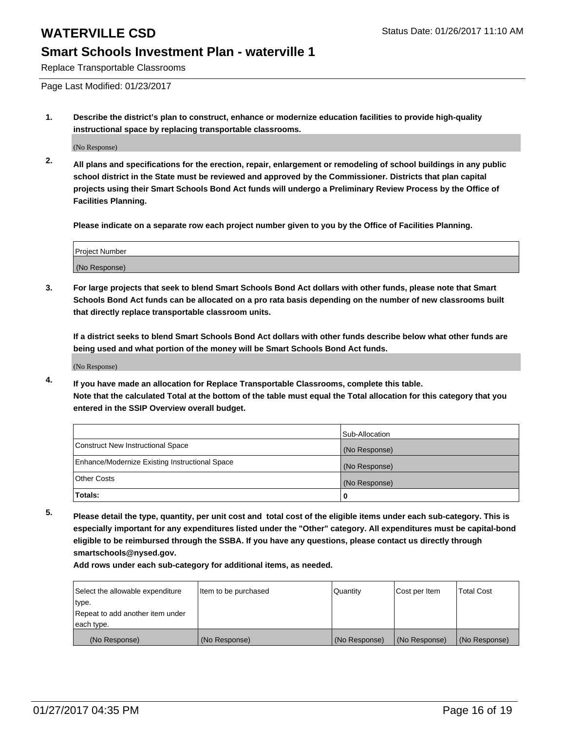# WATERVILLE CSD

Status Date: 01/26/2017 11:10 AM

## Smart Schools Investment Plan - waterville 1

Replace Transportable Classrooms

Page Last Modified: 01/23/2017

1. **Describe the district's plan to construct, enhance or modernize education facilities to provide high-quality instructional space by replacing transportable classrooms.**

   (No Response)

2. **All plans and specifications for the erection, repair, enlargement or remodeling of school buildings in any public school district in the State must be reviewed and approved by the Commissioner. Districts that plan capital projects using their Smart Schools Bond Act funds will undergo a Preliminary Review Process by the Office of Facilities Planning.**

   **Please indicate on a separate row each project number given to you by the Office of Facilities Planning.**

| Project Number |
|---|
| (No Response) |

3. **For large projects that seek to blend Smart Schools Bond Act dollars with other funds, please note that Smart Schools Bond Act funds can be allocated on a pro rata basis depending on the number of new classrooms built that directly replace transportable classroom units.**

   **If a district seeks to blend Smart Schools Bond Act dollars with other funds describe below what other funds are being used and what portion of the money will be Smart Schools Bond Act funds.**

   (No Response)

4. **If you have made an allocation for Replace Transportable Classrooms, complete this table.**
   **Note that the calculated Total at the bottom of the table must equal the Total allocation for this category that you entered in the SSIP Overview overall budget.**

| | Sub-Allocation |
|---|---|
| Construct New Instructional Space | (No Response) |
| Enhance/Modernize Existing Instructional Space | (No Response) |
| Other Costs | (No Response) |
| **Totals:** | **0** |

5. **Please detail the type, quantity, per unit cost and total cost of the eligible items under each sub-category. This is especially important for any expenditures listed under the "Other" category. All expenditures must be capital-bond eligible to be reimbursed through the SSBA. If you have any questions, please contact us directly through smartschools@nysed.gov.**

   **Add rows under each sub-category for additional items, as needed.**

| Select the allowable expenditure type. Repeat to add another item under each type. | Item to be purchased | Quantity | Cost per Item | Total Cost |
|---|---|---|---|---|
| (No Response) | (No Response) | (No Response) | (No Response) | (No Response) |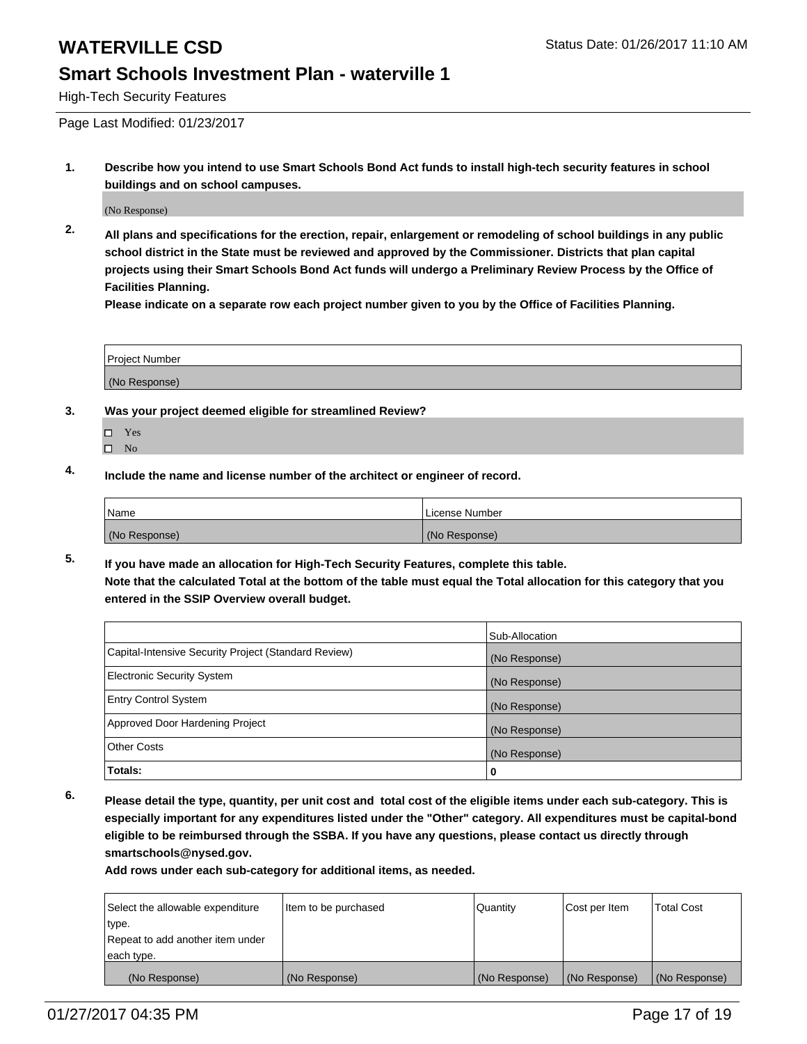# WATERVILLE CSD

Status Date: 01/26/2017 11:10 AM

## Smart Schools Investment Plan - waterville 1

High-Tech Security Features

Page Last Modified: 01/23/2017

**1. Describe how you intend to use Smart Schools Bond Act funds to install high-tech security features in school buildings and on school campuses.**

(No Response)

**2. All plans and specifications for the erection, repair, enlargement or remodeling of school buildings in any public school district in the State must be reviewed and approved by the Commissioner. Districts that plan capital projects using their Smart Schools Bond Act funds will undergo a Preliminary Review Process by the Office of Facilities Planning.**
**Please indicate on a separate row each project number given to you by the Office of Facilities Planning.**

| Project Number |
| --- |
| (No Response) |

**3. Was your project deemed eligible for streamlined Review?**

- ☐ Yes
- ☐ No

**4. Include the name and license number of the architect or engineer of record.**

| Name | License Number |
| --- | --- |
| (No Response) | (No Response) |

**5. If you have made an allocation for High-Tech Security Features, complete this table.**
**Note that the calculated Total at the bottom of the table must equal the Total allocation for this category that you entered in the SSIP Overview overall budget.**

| | Sub-Allocation |
| --- | --- |
| Capital-Intensive Security Project (Standard Review) | (No Response) |
| Electronic Security System | (No Response) |
| Entry Control System | (No Response) |
| Approved Door Hardening Project | (No Response) |
| Other Costs | (No Response) |
| **Totals:** | **0** |

**6. Please detail the type, quantity, per unit cost and total cost of the eligible items under each sub-category. This is especially important for any expenditures listed under the "Other" category. All expenditures must be capital-bond eligible to be reimbursed through the SSBA. If you have any questions, please contact us directly through smartschools@nysed.gov.**
**Add rows under each sub-category for additional items, as needed.**

| Select the allowable expenditure type. Repeat to add another item under each type. | Item to be purchased | Quantity | Cost per Item | Total Cost |
| --- | --- | --- | --- | --- |
| (No Response) | (No Response) | (No Response) | (No Response) | (No Response) |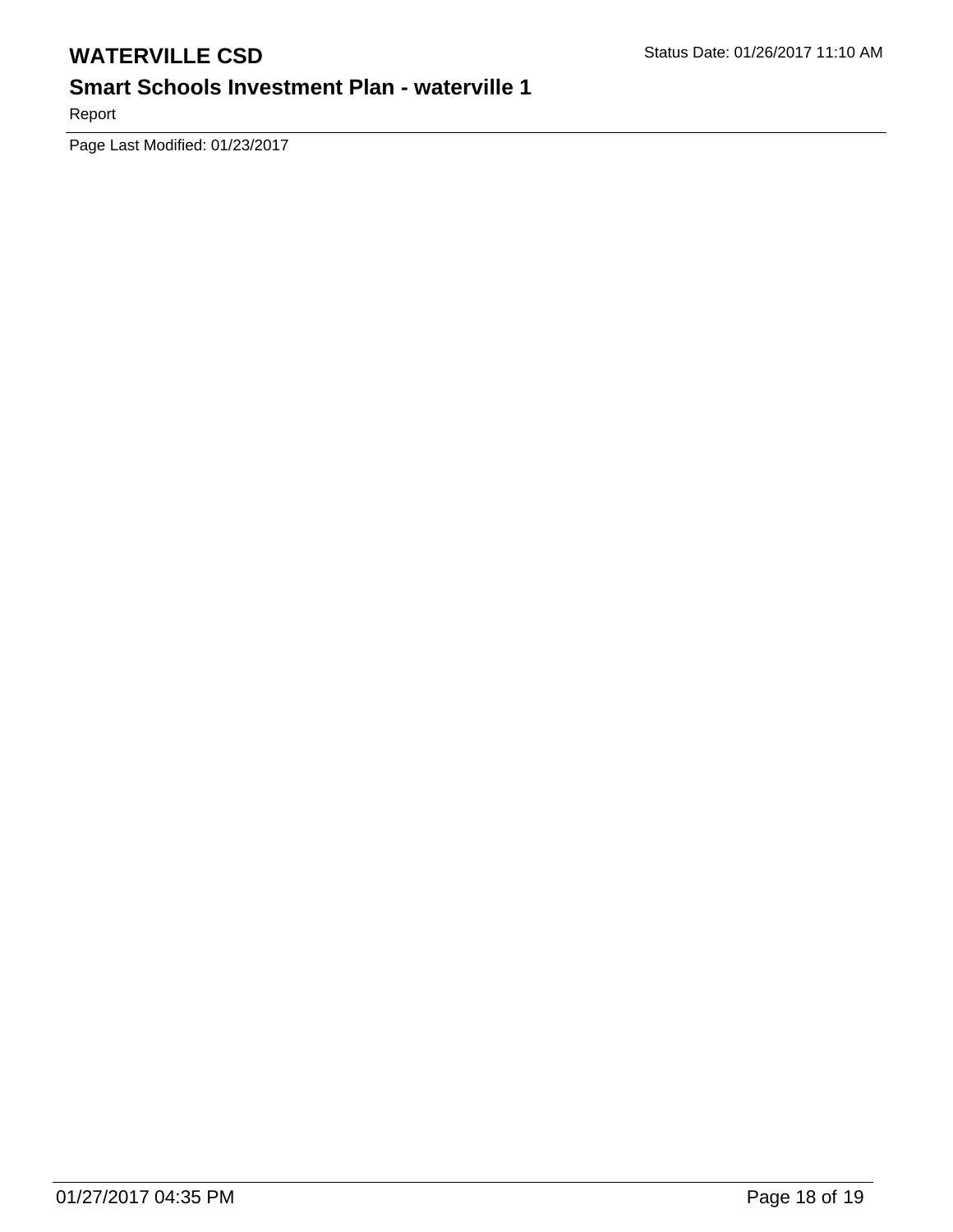Page Last Modified: 01/23/2017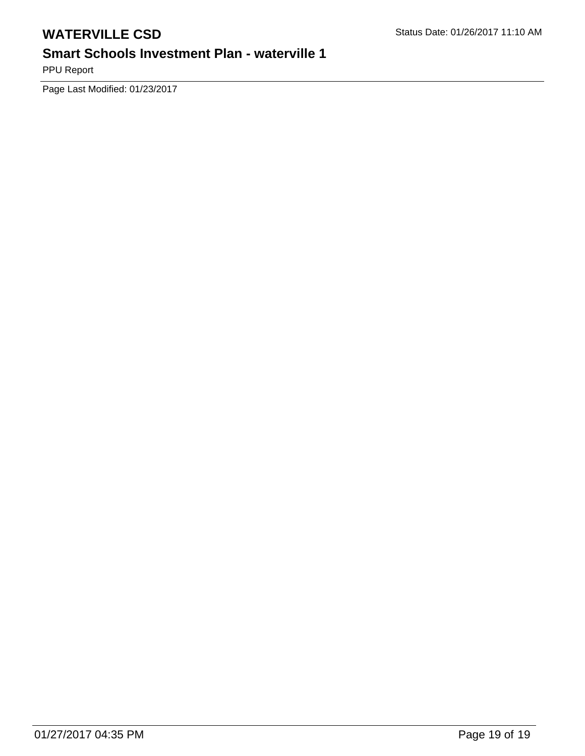Page Last Modified: 01/23/2017